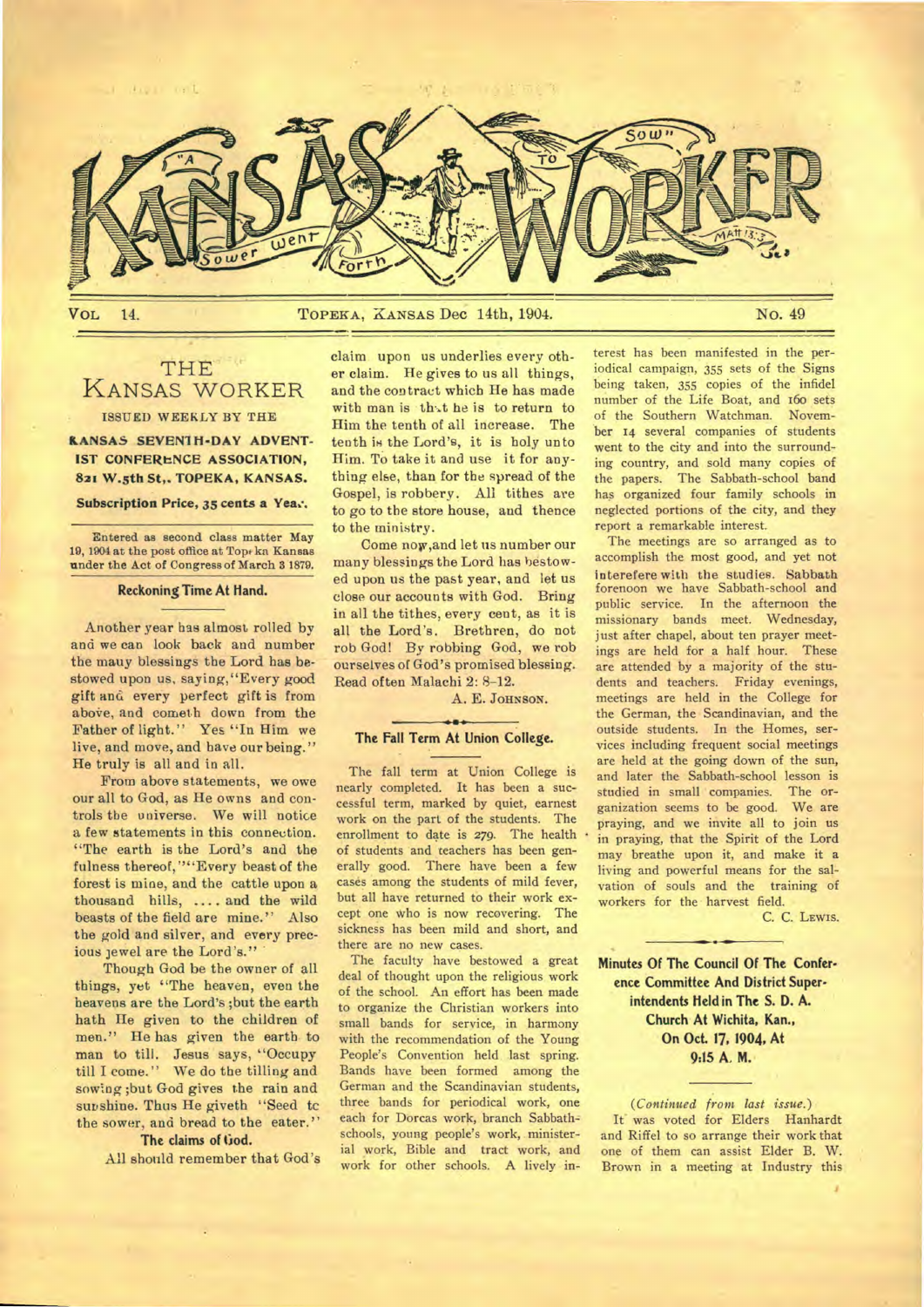# KANSAS WORKER

"A Sower went forth to Sow" Matt 13:3

VOL 14. TOPEKA, KANSAS Dec 14th, 1904. No. 49

## THE KANSAS WORKER

ISSUED WEEKLY BY THE

**KANSAS SEVENTH-DAY ADVENTIST CONFERENCE ASSOCIATION, 821 W.5th St,. TOPEKA, KANSAS.**

**Subscription Price, 35 cents a Year.**

Entered as second class matter May 19, 1904 at the post office at Topeka Kansas under the Act of Congress of March 3 1879.

### Reckoning Time At Hand.

Another year has almost rolled by and we can look back and number the many blessings the Lord has bestowed upon us, saying,"Every good gift and every perfect gift is from above, and cometh down from the Father of light." Yes "In Him we live, and move, and have our being." He truly is all and in all.

From above statements, we owe our all to God, as He owns and controls the universe. We will notice a few statements in this connection. "The earth is the Lord's and the fulness thereof,""Every beast of the forest is mine, and the cattle upon a thousand hills, .... and the wild beasts of the field are mine." Also the gold and silver, and every precious jewel are the Lord's."

Though God be the owner of all things, yet "The heaven, even the heavens are the Lord's ;but the earth hath He given to the children of men." He has given the earth to man to till. Jesus says, "Occupy till I come." We do the tilling and sowing ;but God gives the rain and sunshine. Thus He giveth "Seed to the sower, and bread to the eater."

**The claims of God.**

All should remember that God's claim upon us underlies every other claim. He gives to us all things, and the contract which He has made with man is that he is to return to Him the tenth of all increase. The tenth is the Lord's, it is holy unto Him. To take it and use it for anything else, than for the spread of the Gospel, is robbery. All tithes are to go to the store house, and thence to the ministry.

Come now,and let us number our many blessings the Lord has bestowed upon us the past year, and let us close our accounts with God. Bring in all the tithes, every cent, as it is all the Lord's. Brethren, do not rob God! By robbing God, we rob ourselves of God's promised blessing. Read often Malachi 2: 8-12.

A. E. JOHNSON.

### The Fall Term At Union College.

The fall term at Union College is nearly completed. It has been a successful term, marked by quiet, earnest work on the part of the students. The enrollment to date is 279. The health of students and teachers has been generally good. There have been a few cases among the students of mild fever, but all have returned to their work except one who is now recovering. The sickness has been mild and short, and there are no new cases.

The faculty have bestowed a great deal of thought upon the religious work of the school. An effort has been made to organize the Christian workers into small bands for service, in harmony with the recommendation of the Young People's Convention held last spring. Bands have been formed among the German and the Scandinavian students, three bands for periodical work, one each for Dorcas work, branch Sabbath-schools, young people's work, ministerial work, Bible and tract work, and work for other schools. A lively interest has been manifested in the periodical campaign, 355 sets of the Signs being taken, 355 copies of the infidel number of the Life Boat, and 160 sets of the Southern Watchman. November 14 several companies of students went to the city and into the surrounding country, and sold many copies of the papers. The Sabbath-school band has organized four family schools in neglected portions of the city, and they report a remarkable interest.

The meetings are so arranged as to accomplish the most good, and yet not interefere with the studies. Sabbath forenoon we have Sabbath-school and public service. In the afternoon the missionary bands meet. Wednesday, just after chapel, about ten prayer meetings are held for a half hour. These are attended by a majority of the students and teachers. Friday evenings, meetings are held in the College for the German, the Scandinavian, and the outside students. In the Homes, services including frequent social meetings are held at the going down of the sun, and later the Sabbath-school lesson is studied in small companies. The organization seems to be good. We are praying, and we invite all to join us in praying, that the Spirit of the Lord may breathe upon it, and make it a living and powerful means for the salvation of souls and the training of workers for the harvest field.

C. C. LEWIS.

### Minutes Of The Council Of The Conference Committee And District Superintendents Held in The S. D. A. Church At Wichita, Kan., On Oct. 17, 1904, At 9:15 A. M.

(*Continued from last issue.*)

It was voted for Elders Hanhardt and Riffel to so arrange their work that one of them can assist Elder B. W. Brown in a meeting at Industry this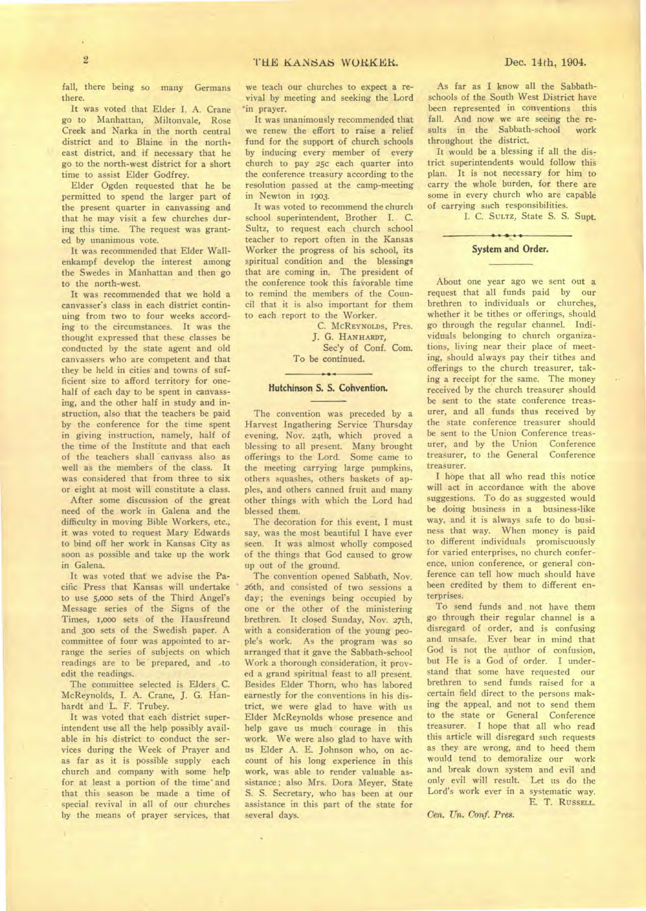fall, there being so many Germans there.

It was voted that Elder I. A. Crane go to Manhattan, Miltonvale, Rose Creek and Narka in the north central district and to Blaine in the north-east district, and if necessary that he go to the north-west district for a short time to assist Elder Godfrey.

Elder Ogden requested that he be permitted to spend the larger part of the present quarter in canvassing and that he may visit a few churches during this time. The request was granted by unanimous vote.

It was recommended that Elder Wallenkampf develop the interest among the Swedes in Manhattan and then go to the north-west.

It was recommended that we hold a canvasser's class in each district continuing from two to four weeks according to the circumstances. It was the thought expressed that these classes be conducted by the state agent and old canvassers who are competent and that they be held in cities and towns of sufficient size to afford territory for one-half of each day to be spent in canvassing, and the other half in study and instruction, also that the teachers be paid by the conference for the time spent in giving instruction, namely, half of the time of the Institute and that each of the teachers shall canvass also as well as the members of the class. It was considered that from three to six or eight at most will constitute a class.

After some discussion of the great need of the work in Galena and the difficulty in moving Bible Workers, etc., it was voted to request Mary Edwards to bind off her work in Kansas City as soon as possible and take up the work in Galena.

It was voted that we advise the Pacific Press that Kansas will undertake to use 5,000 sets of the Third Angel's Message series of the Signs of the Times, 1,000 sets of the Hausfreund and 300 sets of the Swedish paper. A committee of four was appointed to arrange the series of subjects on which readings are to be prepared, and to edit the readings.

The committee selected is Elders C. McReynolds, I. A. Crane, J. G. Hanhardt and L. F. Trubey.

It was voted that each district superintendent use all the help possibly available in his district to conduct the services during the Week of Prayer and as far as it is possible supply each church and company with some help for at least a portion of the time and that this season be made a time of special revival in all of our churches by the means of prayer services, that we teach our churches to expect a revival by meeting and seeking the Lord in prayer.

It was unanimously recommended that we renew the effort to raise a relief fund for the support of church schools by inducing every member of every church to pay 25c each quarter into the conference treasury according to the resolution passed at the camp-meeting in Newton in 1903.

It was voted to recommend the church school superintendent, Brother I. C. Sultz, to request each church school teacher to report often in the Kansas Worker the progress of his school, its spiritual condition and the blessings that are coming in. The president of the conference took this favorable time to remind the members of the Council that it is also important for them to each report to the Worker.

C. McReynolds, Pres.
J. G. Hanhardt,
Sec'y of Conf. Com.

To be continued.

## Hutchinson S. S. Convention.

The convention was preceded by a Harvest Ingathering Service Thursday evening, Nov. 24th, which proved a blessing to all present. Many brought offerings to the Lord. Some came to the meeting carrying large pumpkins, others squashes, others baskets of apples, and others canned fruit and many other things with which the Lord had blessed them.

The decoration for this event, I must say, was the most beautiful I have ever seen. It was almost wholly composed of the things that God caused to grow up out of the ground.

The convention opened Sabbath, Nov. 26th, and consisted of two sessions a day; the evenings being occupied by one or the other of the ministering brethren. It closed Sunday, Nov. 27th, with a consideration of the young people's work. As the program was so arranged that it gave the Sabbath-school Work a thorough consideration, it proved a grand spiritual feast to all present. Besides Elder Thorn, who has labored earnestly for the conventions in his district, we were glad to have with us Elder McReynolds whose presence and help gave us much courage in this work. We were also glad to have with us Elder A. E. Johnson who, on account of his long experience in this work, was able to render valuable assistance; also Mrs. Dora Meyer, State S. S. Secretary, who has been at our assistance in this part of the state for several days.

As far as I know all the Sabbath-schools of the South West District have been represented in conventions this fall. And now we are seeing the results in the Sabbath-school work throughout the district.

It would be a blessing if all the district superintendents would follow this plan. It is not necessary for him to carry the whole burden, for there are some in every church who are capable of carrying such responsibilities.

I. C. Sultz, State S. S. Supt.

## System and Order.

About one year ago we sent out a request that all funds paid by our brethren to individuals or churches, whether it be tithes or offerings, should go through the regular channel. Individuals belonging to church organizations, living near their place of meeting, should always pay their tithes and offerings to the church treasurer, taking a receipt for the same. The money received by the church treasurer should be sent to the state conference treasurer, and all funds thus received by the state conference treasurer should be sent to the Union Conference treasurer, and by the Union Conference treasurer, to the General Conference treasurer.

I hope that all who read this notice will act in accordance with the above suggestions. To do as suggested would be doing business in a business-like way, and it is always safe to do business that way. When money is paid to different individuals promiscuously for varied enterprises, no church conference, union conference, or general conference can tell how much should have been credited by them to different enterprises.

To send funds and not have them go through their regular channel is a disregard of order, and is confusing and unsafe. Ever bear in mind that God is not the author of confusion, but He is a God of order. I understand that some have requested our brethren to send funds raised for a certain field direct to the persons making the appeal, and not to send them to the state or General Conference treasurer. I hope that all who read this article will disregard such requests as they are wrong, and to heed them would tend to demoralize our work and break down system and evil and only evil will result. Let us do the Lord's work ever in a systematic way.

E. T. Russell.

*Cen. Un. Conf. Pres.*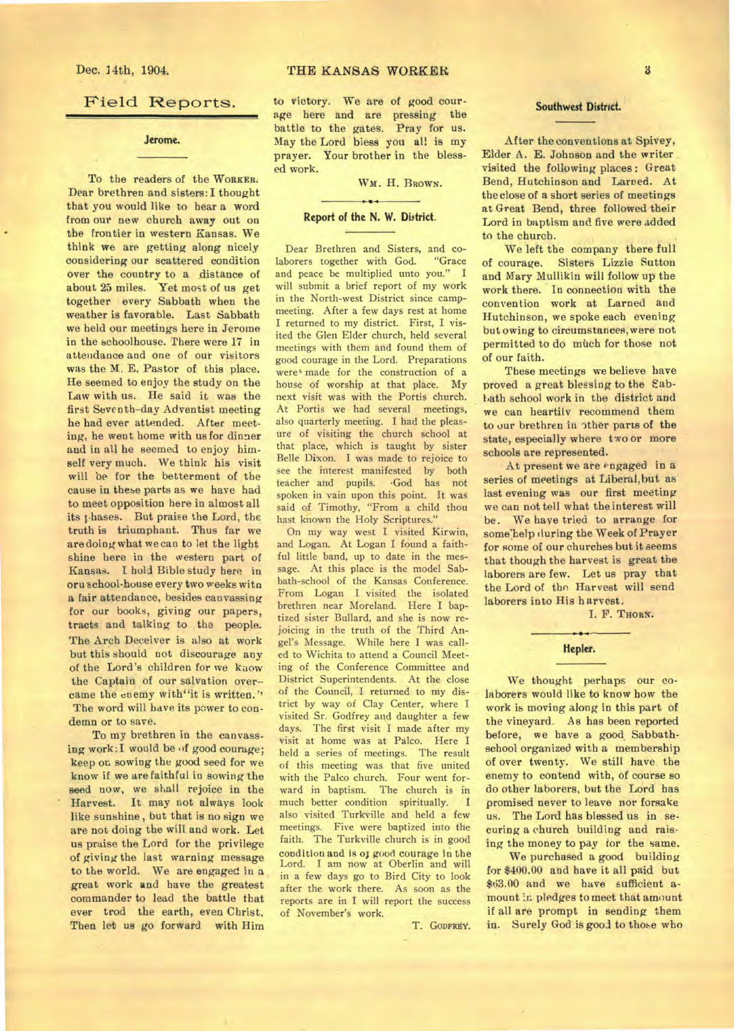## Field Reports.

### Jerome.

To the readers of the WORKER. Dear brethren and sisters: I thought that you would like to hear a word from our new church away out on the frontier in western Kansas. We think we are getting along nicely considering our scattered condition over the country to a distance of about 25 miles. Yet most of us get together every Sabbath when the weather is favorable. Last Sabbath we held our meetings here in Jerome in the schoolhouse. There were 17 in attendance and one of our visitors was the M. E. Pastor of this place. He seemed to enjoy the study on the Law with us. He said it was the first Seventh-day Adventist meeting he had ever attended. After meeting, he went home with us for dinner and in all he seemed to enjoy himself very much. We think his visit will be for the betterment of the cause in these parts as we have had to meet opposition here in almost all its phases. But praise the Lord, the truth is triumphant. Thus far we are doing what we can to let the light shine here in the western part of Kansas. I hold Bible study here in oru school-house every two weeks with a fair attendance, besides canvassing for our books, giving our papers, tracts and talking to the people. The Arch Deceiver is also at work but this should not discourage any of the Lord's children for we know the Captain of our salvation overcame the enemy with "it is written." The word will have its power to condemn or to save.

To my brethren in the canvassing work: I would be of good courage; keep on sowing the good seed for we know if we are faithful in sowing the seed now, we shall rejoice in the Harvest. It may not always look like sunshine, but that is no sign we are not doing the will and work. Let us praise the Lord for the privilege of giving the last warning message to the world. We are engaged in a great work and have the greatest commander to lead the battle that ever trod the earth, even Christ. Then let us go forward with Him to victory. We are of good courage here and are pressing the battle to the gates. Pray for us. May the Lord bless you all is my prayer. Your brother in the blessed work.

WM. H. BROWN.

### Report of the N. W. District.

Dear Brethren and Sisters, and colaborers together with God. "Grace and peace be multiplied unto you." I will submit a brief report of my work in the North-west District since campmeeting. After a few days rest at home I returned to my district. First, I visited the Glen Elder church, held several meetings with them and found them of good courage in the Lord. Preparations were made for the construction of a house of worship at that place. My next visit was with the Portis church. At Portis we had several meetings, also quarterly meeting. I had the pleasure of visiting the church school at that place, which is taught by sister Belle Dixon. I was made to rejoice to see the interest manifested by both teacher and pupils. God has not spoken in vain upon this point. It was said of Timothy, "From a child thou hast known the Holy Scriptures."

On my way west I visited Kirwin, and Logan. At Logan I found a faithful little band, up to date in the message. At this place is the model Sabbath-school of the Kansas Conference. From Logan I visited the isolated brethren near Moreland. Here I baptized sister Bullard, and she is now rejoicing in the truth of the Third Angel's Message. While here I was called to Wichita to attend a Council Meeting of the Conference Committee and District Superintendents. At the close of the Council, I returned to my district by way of Clay Center, where I visited Sr. Godfrey and daughter a few days. The first visit I made after my visit at home was at Palco. Here I held a series of meetings. The result of this meeting was that five united with the Palco church. Four went forward in baptism. The church is in much better condition spiritually. I also visited Turkville and held a few meetings. Five were baptized into the faith. The Turkville church is in good condition and is of good courage in the Lord. I am now at Oberlin and will in a few days go to Bird City to look after the work there. As soon as the reports are in I will report the success of November's work.

T. GODFREY.

### Southwest District.

After the conventions at Spivey, Elder A. E. Johnson and the writer visited the following places: Great Bend, Hutchinson and Larned. At the close of a short series of meetings at Great Bend, three followed their Lord in baptism and five were added to the church.

We left the company there full of courage. Sisters Lizzie Sutton and Mary Mullikin will follow up the work there. In connection with the convention work at Larned and Hutchinson, we spoke each evening but owing to circumstances, were not permitted to do much for those not of our faith.

These meetings we believe have proved a great blessing to the Sabbath school work in the district and we can heartily recommend them to our brethren in other parts of the state, especially where two or more schools are represented.

At present we are engaged in a series of meetings at Liberal, but as last evening was our first meeting we can not tell what the interest will be. We have tried to arrange for some help during the Week of Prayer for some of our churches but it seems that though the harvest is great the laborers are few. Let us pray that the Lord of the Harvest will send laborers into His harvest.

I. F. THORN.

### Hepler.

We thought perhaps our colaborers would like to know how the work is moving along in this part of the vineyard. As has been reported before, we have a good Sabbath-school organized with a membership of over twenty. We still have the enemy to contend with, of course so do other laborers, but the Lord has promised never to leave nor forsake us. The Lord has blessed us in securing a church building and raising the money to pay for the same.

We purchased a good building for $400.00 and have it all paid but $63.00 and we have sufficient amount in pledges to meet that amount if all are prompt in sending them in. Surely God is good to those who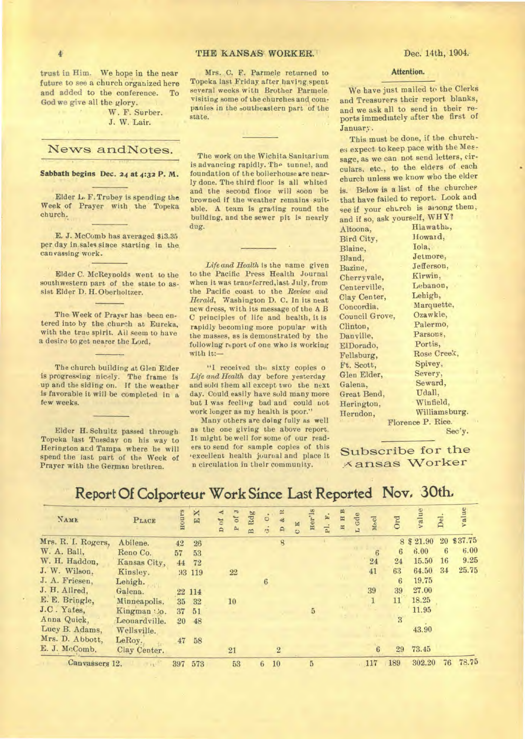trust in Him. We hope in the near future to see a church organized here and added to the conference. To God we give all the glory.

W. F. Surber.
J. W. Lair.

## News and Notes.

**Sabbath begins Dec. 24 at 4:32 P. M.**

Elder L. F. Trubey is spending the Week of Prayer with the Topeka church.

E. J. McComb has averaged $13.35 per day in sales since starting in the canvassing work.

Elder C. McReynolds went to the southwestern part of the state to assist Elder D. H. Oberholtzer.

The Week of Prayer has been entered into by the church at Eureka, with the true spirit. All seem to have a desire to get nearer the Lord.

The church building at Glen Elder is progressing nicely. The frame is up and the siding on. If the weather is favorable it will be completed in a few weeks.

Elder H. Schultz passed through Topeka last Tuesday on his way to Herington and Tampa where he will spend the last part of the Week of Prayer with the German brethren.

Mrs. C. F. Parmele returned to Topeka last Friday after having spent several weeks with Brother Parmele visiting some of the churches and companies in the southeastern part of the state.

The work on the Wichita Sanitarium is advancing rapidly. The tunnel, and foundation of the boilerhouse are nearly done. The third floor is all whited and the second floor will soon be browned if the weather remains suitable. A team is grading round the building, and the sewer pit is nearly dug.

*Life and Health* is the name given to the Pacific Press Health Journal when it was transferred, last July, from the Pacific coast to the *Review and Herald*, Washington D. C. In its neat new dress, with its message of the A B C principles of life and health, it is rapidly becoming more popular with the masses, as is demonstrated by the following report of one who is working with it:—

"I received the sixty copies o *Life and Health* day before yesterday and sold them all except two the next day. Could easily have sold many more but I was feeling bad and could not work longer as my health is poor."

Many others are doing fully as well as the one giving the above report. It might be well for some of our readers to send for sample copies of this excellent health journal and place it n circulation in their community.

### Attention.

We have just mailed to the Clerks and Treasurers their report blanks, and we ask all to send in their reports immediately after the first of January.

This must be done, if the churches expect to keep pace with the Message, as we can not send letters, circulars, etc., to the elders of each church unless we know who the elder is. Below is a list of the churches that have failed to report. Look and see if your church is among them, and if so, ask yourself, WHY?

| | |
|---|---|
| Altoona, | Hiawatha, |
| Bird City, | Howard, |
| Blaine, | Iola, |
| Bland, | Jetmore, |
| Bazine, | Jefferson, |
| Cherryvale, | Kirwin, |
| Centerville, | Lebanon, |
| Clay Center, | Lehigh, |
| Concordia, | Marquette, |
| Council Grove, | Ozawkie, |
| Clinton, | Palermo, |
| Danville, | Parsons, |
| ElDorado, | Portis, |
| Fellsburg, | Rose Creek, |
| Ft. Scott, | Spivey, |
| Glen Elder, | Severy, |
| Galena, | Seward, |
| Great Bend, | Udall, |
| Herington, | Winfield, |
| Herndon, | Williamsburg. |

Florence P. Rice.
Sec'y.

## Subscribe for the Kansas Worker

## Report Of Colporteur Work Since Last Reported Nov. 30th.

| Name | Place | Hours | EX | D of A | P of J | B Rdg | G. C. | D & R | C K | Her'ls | Pl. F. | H H B | L Gde | Msel | Ord | value | Del. | value |
|---|---|---|---|---|---|---|---|---|---|---|---|---|---|---|---|---|---|---|
| Mrs. R. I. Rogers, | Abilene. | 42 | 26 | | | | | 8 | | | | | | | 8 | $ 21.90 | 20 | $37.75 |
| W. A. Ball, | Reno Co. | 57 | 53 | | | | | | | | | | | 6 | 6 | 6.00 | 6 | 6.00 |
| W. H. Haddon, | Kansas City, | 44 | 72 | | | | | | | | | | | 24 | 24 | 15.50 | 16 | 9.25 |
| J. W. Wilson, | Kinsley. | 93 | 119 | | 22 | | | | | | | | | 41 | 63 | 64.50 | 34 | 25.75 |
| J. A. Friesen, | Lehigh. | | | | | | 6 | | | | | | | | 6 | 19.75 | | |
| J. H. Allred, | Galena. | 22 | 114 | | | | | | | | | | | 39 | 39 | 27.00 | | |
| E. E. Bringle, | Minneapolis. | 35 | 32 | | 10 | | | | | | | | | 1 | 11 | 18.25 | | |
| J. C. Yates, | Kingman Co. | 37 | 51 | | | | | | | 5 | | | | | | 11.95 | | |
| Anna Quick, | Leonardville. | 20 | 48 | | | | | | | | | | | | 3 | | | |
| Lucy B. Adams, | Wellsville. | | | | | | | | | | | | | | | 43.90 | | |
| Mrs. D. Abbott, | LeRoy. | 47 | 58 | | | | | | | | | | | | | | | |
| E. J. McComb, | Clay Center. | | | | 21 | | | 2 | | | | | | 6 | 29 | 73.45 | | |
| Canvassers 12. | | 397 | 573 | | 53 | | 6 | 10 | | 5 | | | | 117 | 189 | 302.20 | 76 | 78.75 |